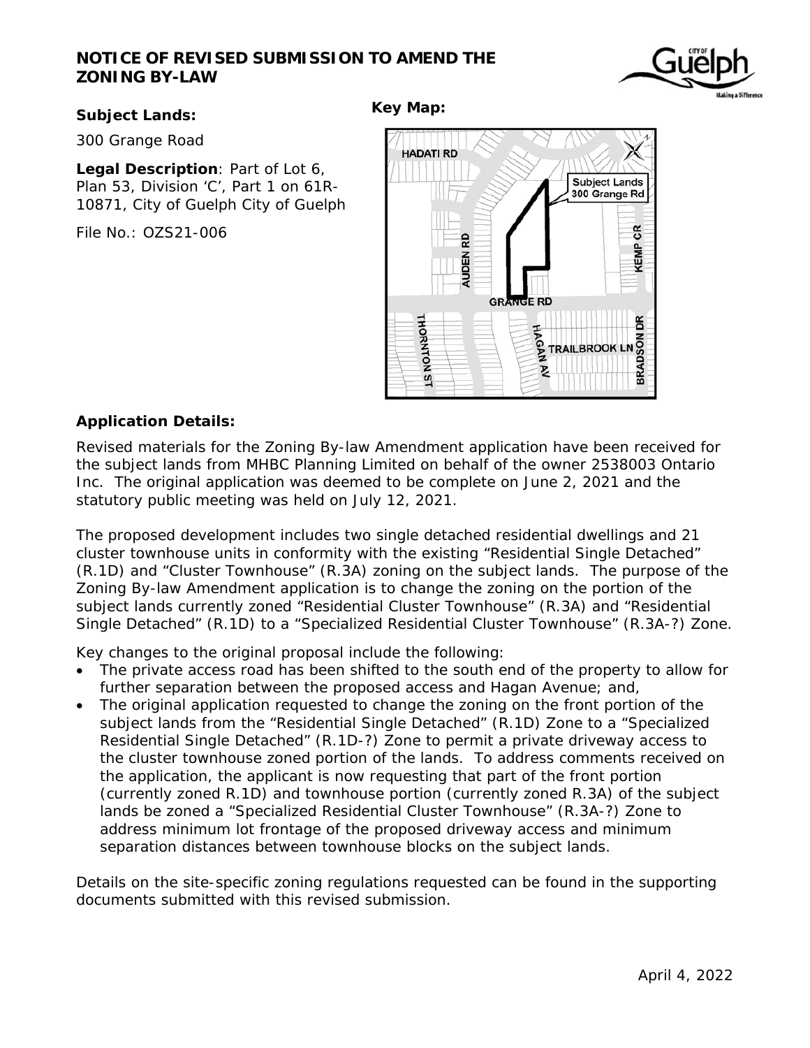# NOTICE OF REVISED SUBMISSION TO AMEND THE ZONING BY-LAW

**Subject Lands:**

300 Grange Road

**Legal Description**: Part of Lot 6, Plan 53, Division 'C', Part 1 on 61R-10871, City of Guelph City of Guelph

File No.: OZS21-006

**Key Map:**

**Application Details:**

Revised materials for the Zoning By-law Amendment application have been received for the subject lands from MHBC Planning Limited on behalf of the owner 2538003 Ontario Inc. The original application was deemed to be complete on June 2, 2021 and the statutory public meeting was held on July 12, 2021.

The proposed development includes two single detached residential dwellings and 21 cluster townhouse units in conformity with the existing "Residential Single Detached" (R.1D) and "Cluster Townhouse" (R.3A) zoning on the subject lands. The purpose of the Zoning By-law Amendment application is to change the zoning on the portion of the subject lands currently zoned "Residential Cluster Townhouse" (R.3A) and "Residential Single Detached" (R.1D) to a "Specialized Residential Cluster Townhouse" (R.3A-?) Zone.

Key changes to the original proposal include the following:

- The private access road has been shifted to the south end of the property to allow for further separation between the proposed access and Hagan Avenue; and,
- The original application requested to change the zoning on the front portion of the subject lands from the "Residential Single Detached" (R.1D) Zone to a "Specialized Residential Single Detached" (R.1D-?) Zone to permit a private driveway access to the cluster townhouse zoned portion of the lands. To address comments received on the application, the applicant is now requesting that part of the front portion (currently zoned R.1D) and townhouse portion (currently zoned R.3A) of the subject lands be zoned a "Specialized Residential Cluster Townhouse" (R.3A-?) Zone to address minimum lot frontage of the proposed driveway access and minimum separation distances between townhouse blocks on the subject lands.

Details on the site-specific zoning regulations requested can be found in the supporting documents submitted with this revised submission.

April 4, 2022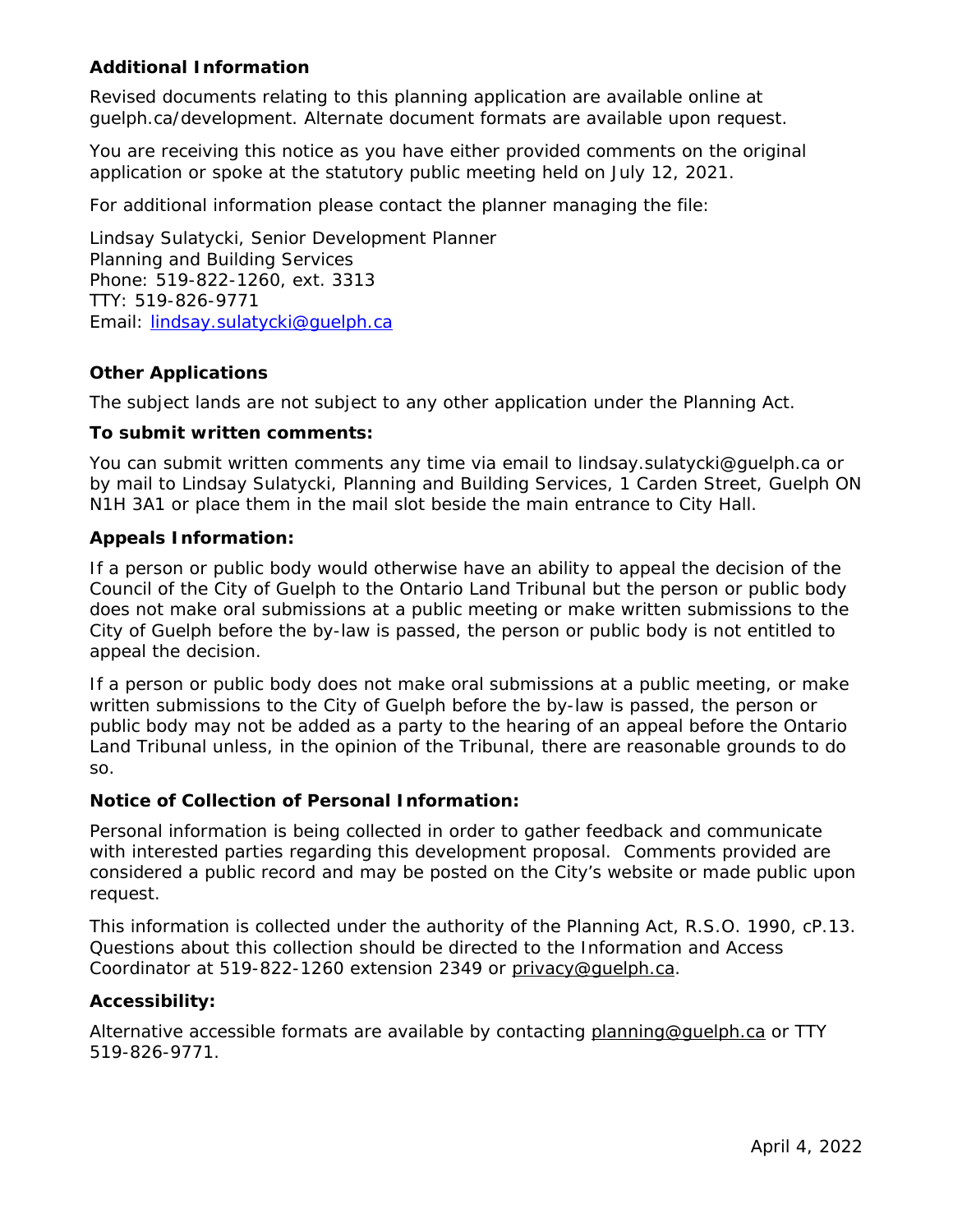**Additional Information**

Revised documents relating to this planning application are available online at guelph.ca/development. Alternate document formats are available upon request.

You are receiving this notice as you have either provided comments on the original application or spoke at the statutory public meeting held on July 12, 2021.

For additional information please contact the planner managing the file:

Lindsay Sulatycki, Senior Development Planner
Planning and Building Services
Phone: 519-822-1260, ext. 3313
TTY: 519-826-9771
Email: lindsay.sulatycki@guelph.ca

**Other Applications**

The subject lands are not subject to any other application under the Planning Act.

**To submit written comments:**

You can submit written comments any time via email to lindsay.sulatycki@guelph.ca or by mail to Lindsay Sulatycki, Planning and Building Services, 1 Carden Street, Guelph ON N1H 3A1 or place them in the mail slot beside the main entrance to City Hall.

**Appeals Information:**

If a person or public body would otherwise have an ability to appeal the decision of the Council of the City of Guelph to the Ontario Land Tribunal but the person or public body does not make oral submissions at a public meeting or make written submissions to the City of Guelph before the by-law is passed, the person or public body is not entitled to appeal the decision.

If a person or public body does not make oral submissions at a public meeting, or make written submissions to the City of Guelph before the by-law is passed, the person or public body may not be added as a party to the hearing of an appeal before the Ontario Land Tribunal unless, in the opinion of the Tribunal, there are reasonable grounds to do so.

**Notice of Collection of Personal Information:**

Personal information is being collected in order to gather feedback and communicate with interested parties regarding this development proposal. Comments provided are considered a public record and may be posted on the City's website or made public upon request.

This information is collected under the authority of the Planning Act, R.S.O. 1990, cP.13. Questions about this collection should be directed to the Information and Access Coordinator at 519-822-1260 extension 2349 or privacy@guelph.ca.

**Accessibility:**

Alternative accessible formats are available by contacting planning@guelph.ca or TTY 519-826-9771.

April 4, 2022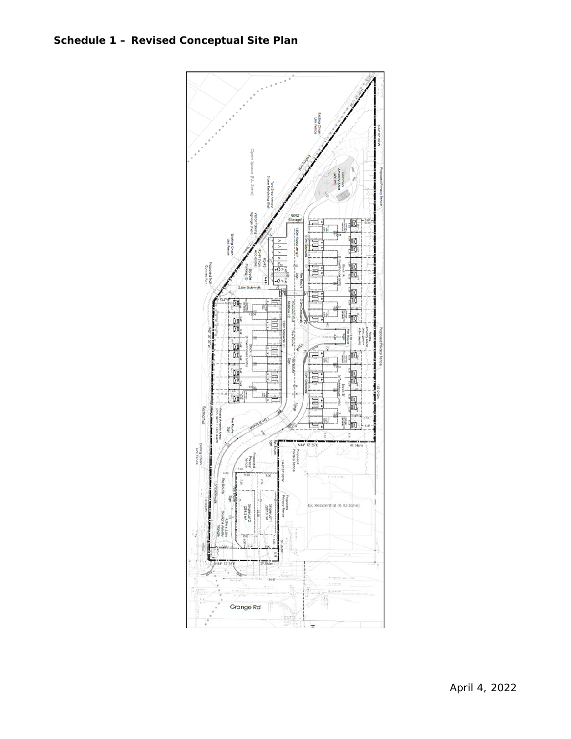**Schedule 1 – Revised Conceptual Site Plan**

April 4, 2022